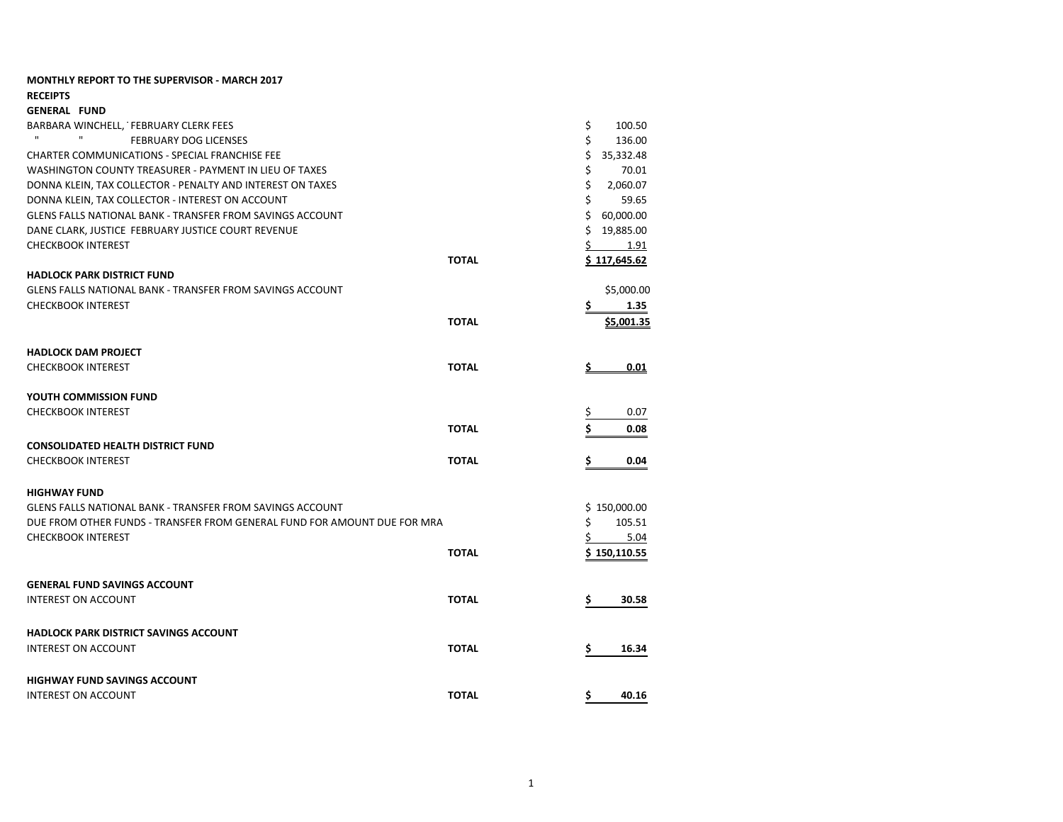**MONTHLY REPORT TO THE SUPERVISOR - MARCH 2017**

**RECEIPTS**

**GENERAL FUND**

| | | |
|---|---|---|
| BARBARA WINCHELL, FEBRUARY CLERK FEES | | $ 100.50 |
| " " FEBRUARY DOG LICENSES | | $ 136.00 |
| CHARTER COMMUNICATIONS - SPECIAL FRANCHISE FEE | | $ 35,332.48 |
| WASHINGTON COUNTY TREASURER - PAYMENT IN LIEU OF TAXES | | $ 70.01 |
| DONNA KLEIN, TAX COLLECTOR - PENALTY AND INTEREST ON TAXES | | $ 2,060.07 |
| DONNA KLEIN, TAX COLLECTOR - INTEREST ON ACCOUNT | | $ 59.65 |
| GLENS FALLS NATIONAL BANK - TRANSFER FROM SAVINGS ACCOUNT | | $ 60,000.00 |
| DANE CLARK, JUSTICE FEBRUARY JUSTICE COURT REVENUE | | $ 19,885.00 |
| CHECKBOOK INTEREST | | $ 1.91 |
| | **TOTAL** | $ 117,645.62 |

**HADLOCK PARK DISTRICT FUND**

| | | |
|---|---|---|
| GLENS FALLS NATIONAL BANK - TRANSFER FROM SAVINGS ACCOUNT | | $5,000.00 |
| CHECKBOOK INTEREST | | **$ 1.35** |
| | **TOTAL** | **$5,001.35** |

**HADLOCK DAM PROJECT**

| | | |
|---|---|---|
| CHECKBOOK INTEREST | **TOTAL** | **$ 0.01** |

**YOUTH COMMISSION FUND**

| | | |
|---|---|---|
| CHECKBOOK INTEREST | | $ 0.07 |
| | **TOTAL** | **$ 0.08** |

**CONSOLIDATED HEALTH DISTRICT FUND**

| | | |
|---|---|---|
| CHECKBOOK INTEREST | **TOTAL** | **$ 0.04** |

**HIGHWAY FUND**

| | | |
|---|---|---|
| GLENS FALLS NATIONAL BANK - TRANSFER FROM SAVINGS ACCOUNT | | $ 150,000.00 |
| DUE FROM OTHER FUNDS - TRANSFER FROM GENERAL FUND FOR AMOUNT DUE FOR MRA | | $ 105.51 |
| CHECKBOOK INTEREST | | $ 5.04 |
| | **TOTAL** | $ 150,110.55 |

**GENERAL FUND SAVINGS ACCOUNT**

| | | |
|---|---|---|
| INTEREST ON ACCOUNT | **TOTAL** | **$ 30.58** |

**HADLOCK PARK DISTRICT SAVINGS ACCOUNT**

| | | |
|---|---|---|
| INTEREST ON ACCOUNT | **TOTAL** | **$ 16.34** |

**HIGHWAY FUND SAVINGS ACCOUNT**

| | | |
|---|---|---|
| INTEREST ON ACCOUNT | **TOTAL** | **$ 40.16** |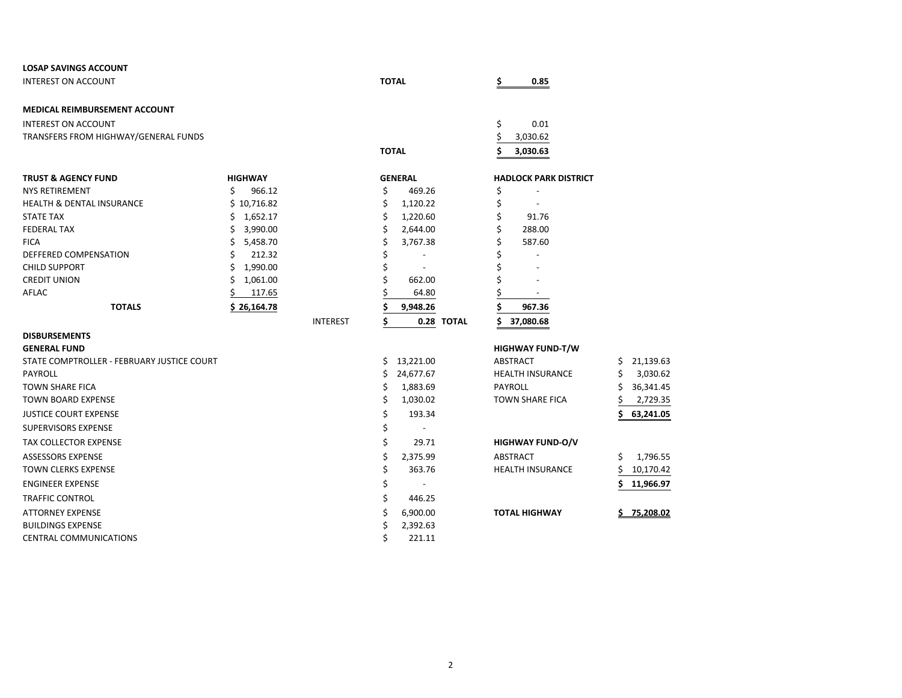**LOSAP SAVINGS ACCOUNT**

| | | |
|---|---|---|
| INTEREST ON ACCOUNT | **TOTAL** | **$ 0.85** |

**MEDICAL REIMBURSEMENT ACCOUNT**

| | | |
|---|---|---|
| INTEREST ON ACCOUNT | | $ 0.01 |
| TRANSFERS FROM HIGHWAY/GENERAL FUNDS | | $ 3,030.62 |
| | **TOTAL** | **$ 3,030.63** |

| TRUST & AGENCY FUND | HIGHWAY | | GENERAL | | HADLOCK PARK DISTRICT |
|---|---|---|---|---|---|
| NYS RETIREMENT | $ 966.12 | | $ 469.26 | | $ - |
| HEALTH & DENTAL INSURANCE | $ 10,716.82 | | $ 1,120.22 | | $ - |
| STATE TAX | $ 1,652.17 | | $ 1,220.60 | | $ 91.76 |
| FEDERAL TAX | $ 3,990.00 | | $ 2,644.00 | | $ 288.00 |
| FICA | $ 5,458.70 | | $ 3,767.38 | | $ 587.60 |
| DEFFERED COMPENSATION | $ 212.32 | | $ - | | $ - |
| CHILD SUPPORT | $ 1,990.00 | | $ - | | $ - |
| CREDIT UNION | $ 1,061.00 | | $ 662.00 | | $ - |
| AFLAC | $ 117.65 | | $ 64.80 | | $ - |
| **TOTALS** | **$ 26,164.78** | | **$ 9,948.26** | | **$ 967.36** |
| | | INTEREST | **$ 0.28** | **TOTAL** | **$ 37,080.68** |

**DISBURSEMENTS**

**GENERAL FUND**

| | |
|---|---|
| STATE COMPTROLLER - FEBRUARY JUSTICE COURT | $ 13,221.00 |
| PAYROLL | $ 24,677.67 |
| TOWN SHARE FICA | $ 1,883.69 |
| TOWN BOARD EXPENSE | $ 1,030.02 |
| JUSTICE COURT EXPENSE | $ 193.34 |
| SUPERVISORS EXPENSE | $ - |
| TAX COLLECTOR EXPENSE | $ 29.71 |
| ASSESSORS EXPENSE | $ 2,375.99 |
| TOWN CLERKS EXPENSE | $ 363.76 |
| ENGINEER EXPENSE | $ - |
| TRAFFIC CONTROL | $ 446.25 |
| ATTORNEY EXPENSE | $ 6,900.00 |
| BUILDINGS EXPENSE | $ 2,392.63 |
| CENTRAL COMMUNICATIONS | $ 221.11 |

**HIGHWAY FUND-T/W**

| | |
|---|---|
| ABSTRACT | $ 21,139.63 |
| HEALTH INSURANCE | $ 3,030.62 |
| PAYROLL | $ 36,341.45 |
| TOWN SHARE FICA | $ 2,729.35 |
| | **$ 63,241.05** |

**HIGHWAY FUND-O/V**

| | |
|---|---|
| ABSTRACT | $ 1,796.55 |
| HEALTH INSURANCE | $ 10,170.42 |
| | **$ 11,966.97** |

| | |
|---|---|
| **TOTAL HIGHWAY** | **$ 75,208.02** |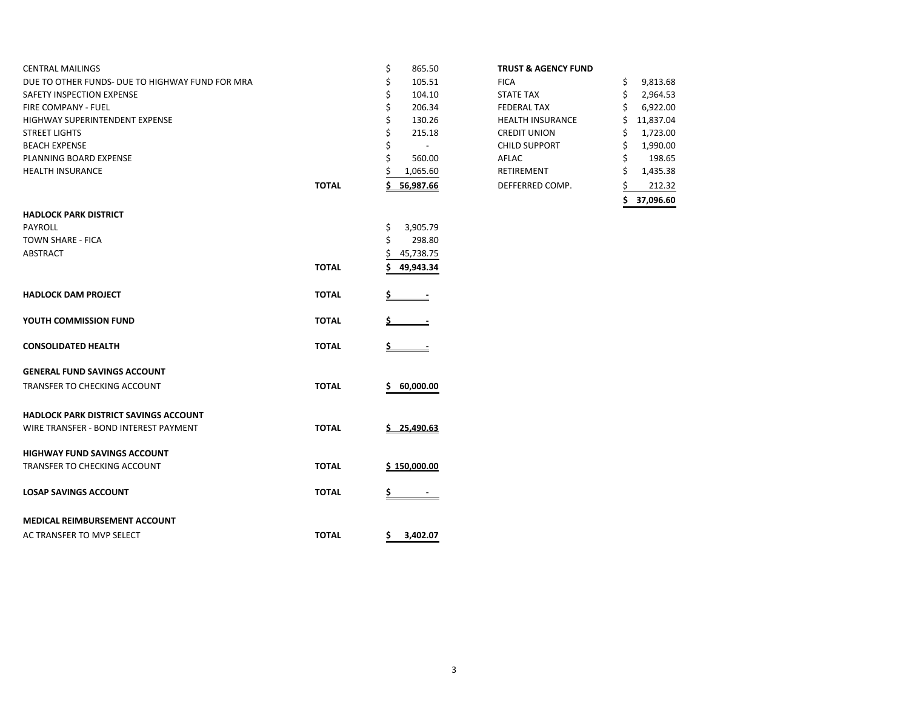| | | |
|---|---|---|
| CENTRAL MAILINGS | | $ 865.50 |
| DUE TO OTHER FUNDS- DUE TO HIGHWAY FUND FOR MRA | | $ 105.51 |
| SAFETY INSPECTION EXPENSE | | $ 104.10 |
| FIRE COMPANY - FUEL | | $ 206.34 |
| HIGHWAY SUPERINTENDENT EXPENSE | | $ 130.26 |
| STREET LIGHTS | | $ 215.18 |
| BEACH EXPENSE | | $ - |
| PLANNING BOARD EXPENSE | | $ 560.00 |
| HEALTH INSURANCE | | $ 1,065.60 |
| | **TOTAL** | **$ 56,987.66** |

**TRUST & AGENCY FUND**

| | |
|---|---|
| FICA | $ 9,813.68 |
| STATE TAX | $ 2,964.53 |
| FEDERAL TAX | $ 6,922.00 |
| HEALTH INSURANCE | $ 11,837.04 |
| CREDIT UNION | $ 1,723.00 |
| CHILD SUPPORT | $ 1,990.00 |
| AFLAC | $ 198.65 |
| RETIREMENT | $ 1,435.38 |
| DEFFERRED COMP. | $ 212.32 |
| | **$ 37,096.60** |

**HADLOCK PARK DISTRICT**

| | | |
|---|---|---|
| PAYROLL | | $ 3,905.79 |
| TOWN SHARE - FICA | | $ 298.80 |
| ABSTRACT | | $ 45,738.75 |
| | **TOTAL** | **$ 49,943.34** |

| | | |
|---|---|---|
| **HADLOCK DAM PROJECT** | **TOTAL** | **$ -** |
| **YOUTH COMMISSION FUND** | **TOTAL** | **$ -** |
| **CONSOLIDATED HEALTH** | **TOTAL** | **$ -** |

**GENERAL FUND SAVINGS ACCOUNT**

| | | |
|---|---|---|
| TRANSFER TO CHECKING ACCOUNT | **TOTAL** | **$ 60,000.00** |

**HADLOCK PARK DISTRICT SAVINGS ACCOUNT**

| | | |
|---|---|---|
| WIRE TRANSFER - BOND INTEREST PAYMENT | **TOTAL** | **$ 25,490.63** |

**HIGHWAY FUND SAVINGS ACCOUNT**

| | | |
|---|---|---|
| TRANSFER TO CHECKING ACCOUNT | **TOTAL** | **$ 150,000.00** |

| | | |
|---|---|---|
| **LOSAP SAVINGS ACCOUNT** | **TOTAL** | **$ -** |

**MEDICAL REIMBURSEMENT ACCOUNT**

| | | |
|---|---|---|
| AC TRANSFER TO MVP SELECT | **TOTAL** | **$ 3,402.07** |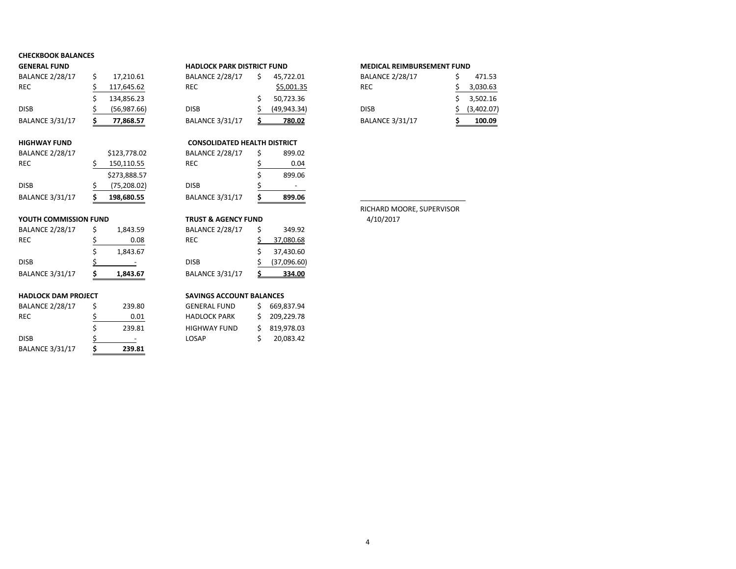**CHECKBOOK BALANCES**

**GENERAL FUND**

| | |
|---|---|
| BALANCE 2/28/17 | $ 17,210.61 |
| REC | $ 117,645.62 |
| | $ 134,856.23 |
| DISB | $ (56,987.66) |
| BALANCE 3/31/17 | **$ 77,868.57** |

**HADLOCK PARK DISTRICT FUND**

| | |
|---|---|
| BALANCE 2/28/17 | $ 45,722.01 |
| REC | $5,001.35 |
| | $ 50,723.36 |
| DISB | $ (49,943.34) |
| BALANCE 3/31/17 | **$ 780.02** |

**MEDICAL REIMBURSEMENT FUND**

| | |
|---|---|
| BALANCE 2/28/17 | $ 471.53 |
| REC | $ 3,030.63 |
| | $ 3,502.16 |
| DISB | $ (3,402.07) |
| BALANCE 3/31/17 | **$ 100.09** |

**HIGHWAY FUND**

| | |
|---|---|
| BALANCE 2/28/17 | $123,778.02 |
| REC | $ 150,110.55 |
| | $273,888.57 |
| DISB | $ (75,208.02) |
| BALANCE 3/31/17 | **$ 198,680.55** |

**CONSOLIDATED HEALTH DISTRICT**

| | |
|---|---|
| BALANCE 2/28/17 | $ 899.02 |
| REC | $ 0.04 |
| | $ 899.06 |
| DISB | $ - |
| BALANCE 3/31/17 | **$ 899.06** |

**YOUTH COMMISSION FUND**

| | |
|---|---|
| BALANCE 2/28/17 | $ 1,843.59 |
| REC | $ 0.08 |
| | $ 1,843.67 |
| DISB | $ - |
| BALANCE 3/31/17 | **$ 1,843.67** |

**TRUST & AGENCY FUND**

| | |
|---|---|
| BALANCE 2/28/17 | $ 349.92 |
| REC | $ 37,080.68 |
| | $ 37,430.60 |
| DISB | $ (37,096.60) |
| BALANCE 3/31/17 | **$ 334.00** |

**HADLOCK DAM PROJECT**

| | |
|---|---|
| BALANCE 2/28/17 | $ 239.80 |
| REC | $ 0.01 |
| | $ 239.81 |
| DISB | $ - |
| BALANCE 3/31/17 | **$ 239.81** |

**SAVINGS ACCOUNT BALANCES**

| | |
|---|---|
| GENERAL FUND | $ 669,837.94 |
| HADLOCK PARK | $ 209,229.78 |
| HIGHWAY FUND | $ 819,978.03 |
| LOSAP | $ 20,083.42 |

___________________________

RICHARD MOORE, SUPERVISOR

4/10/2017